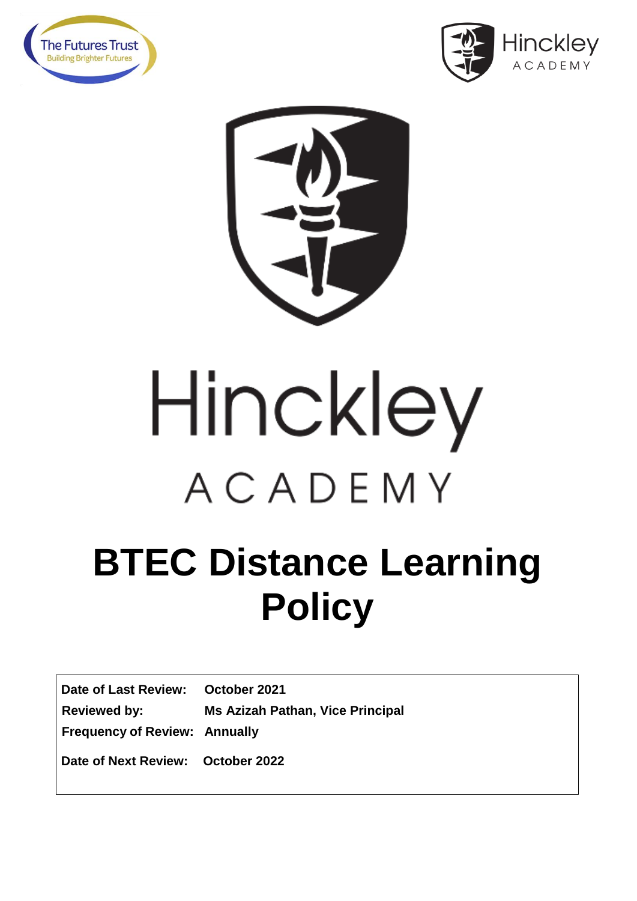The Futures Trust
Building Brighter Futures

Hinckley ACADEMY

Hinckley

ACADEMY

# BTEC Distance Learning Policy

| | |
|---|---|
| **Date of Last Review:** | **October 2021** |
| **Reviewed by:** | **Ms Azizah Pathan, Vice Principal** |
| **Frequency of Review:** | **Annually** |
| **Date of Next Review:** | **October 2022** |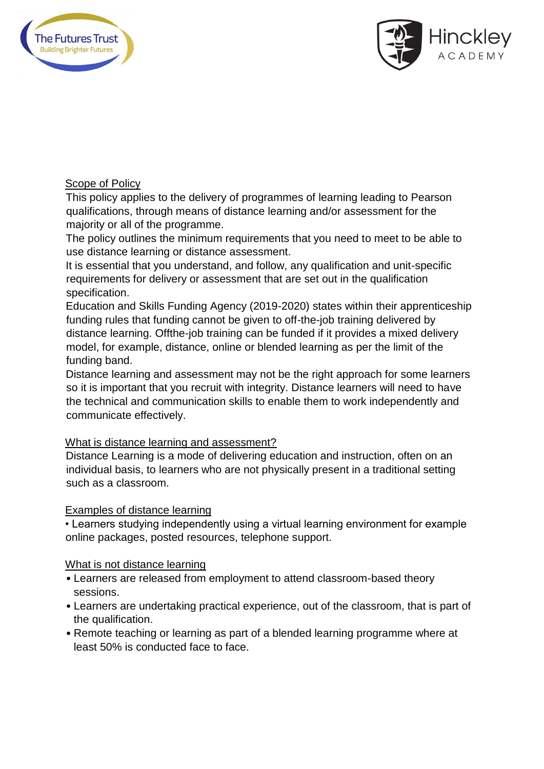## Scope of Policy

This policy applies to the delivery of programmes of learning leading to Pearson qualifications, through means of distance learning and/or assessment for the majority or all of the programme.

The policy outlines the minimum requirements that you need to meet to be able to use distance learning or distance assessment.

It is essential that you understand, and follow, any qualification and unit-specific requirements for delivery or assessment that are set out in the qualification specification.

Education and Skills Funding Agency (2019-2020) states within their apprenticeship funding rules that funding cannot be given to off-the-job training delivered by distance learning. Offthe-job training can be funded if it provides a mixed delivery model, for example, distance, online or blended learning as per the limit of the funding band.

Distance learning and assessment may not be the right approach for some learners so it is important that you recruit with integrity. Distance learners will need to have the technical and communication skills to enable them to work independently and communicate effectively.

## What is distance learning and assessment?

Distance Learning is a mode of delivering education and instruction, often on an individual basis, to learners who are not physically present in a traditional setting such as a classroom.

## Examples of distance learning

- Learners studying independently using a virtual learning environment for example online packages, posted resources, telephone support.

## What is not distance learning

- Learners are released from employment to attend classroom-based theory sessions.
- Learners are undertaking practical experience, out of the classroom, that is part of the qualification.
- Remote teaching or learning as part of a blended learning programme where at least 50% is conducted face to face.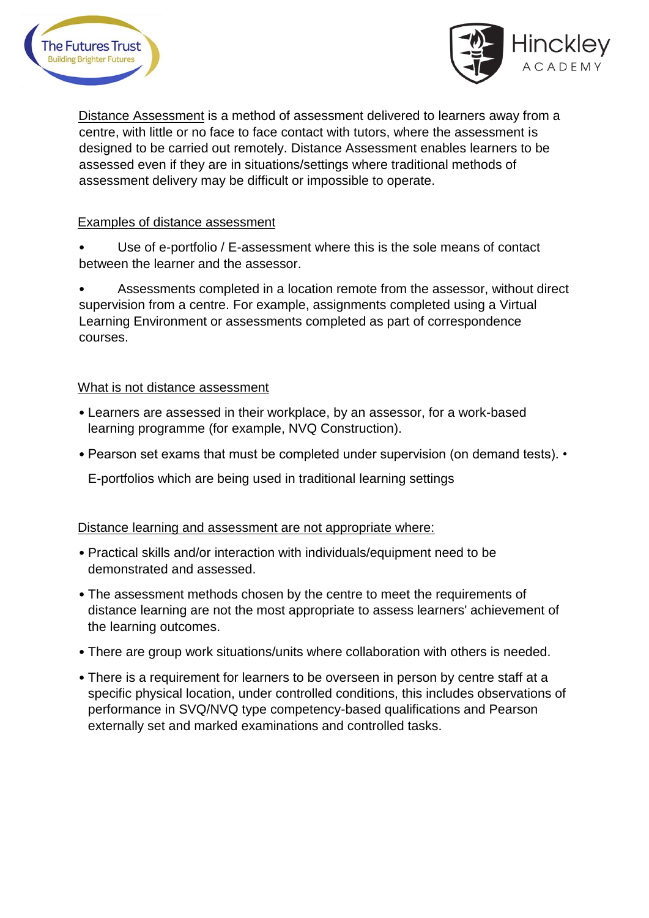Distance Assessment is a method of assessment delivered to learners away from a centre, with little or no face to face contact with tutors, where the assessment is designed to be carried out remotely. Distance Assessment enables learners to be assessed even if they are in situations/settings where traditional methods of assessment delivery may be difficult or impossible to operate.

Examples of distance assessment

- Use of e-portfolio / E-assessment where this is the sole means of contact between the learner and the assessor.
- Assessments completed in a location remote from the assessor, without direct supervision from a centre. For example, assignments completed using a Virtual Learning Environment or assessments completed as part of correspondence courses.

What is not distance assessment

- Learners are assessed in their workplace, by an assessor, for a work-based learning programme (for example, NVQ Construction).
- Pearson set exams that must be completed under supervision (on demand tests).
- E-portfolios which are being used in traditional learning settings

Distance learning and assessment are not appropriate where:

- Practical skills and/or interaction with individuals/equipment need to be demonstrated and assessed.
- The assessment methods chosen by the centre to meet the requirements of distance learning are not the most appropriate to assess learners' achievement of the learning outcomes.
- There are group work situations/units where collaboration with others is needed.
- There is a requirement for learners to be overseen in person by centre staff at a specific physical location, under controlled conditions, this includes observations of performance in SVQ/NVQ type competency-based qualifications and Pearson externally set and marked examinations and controlled tasks.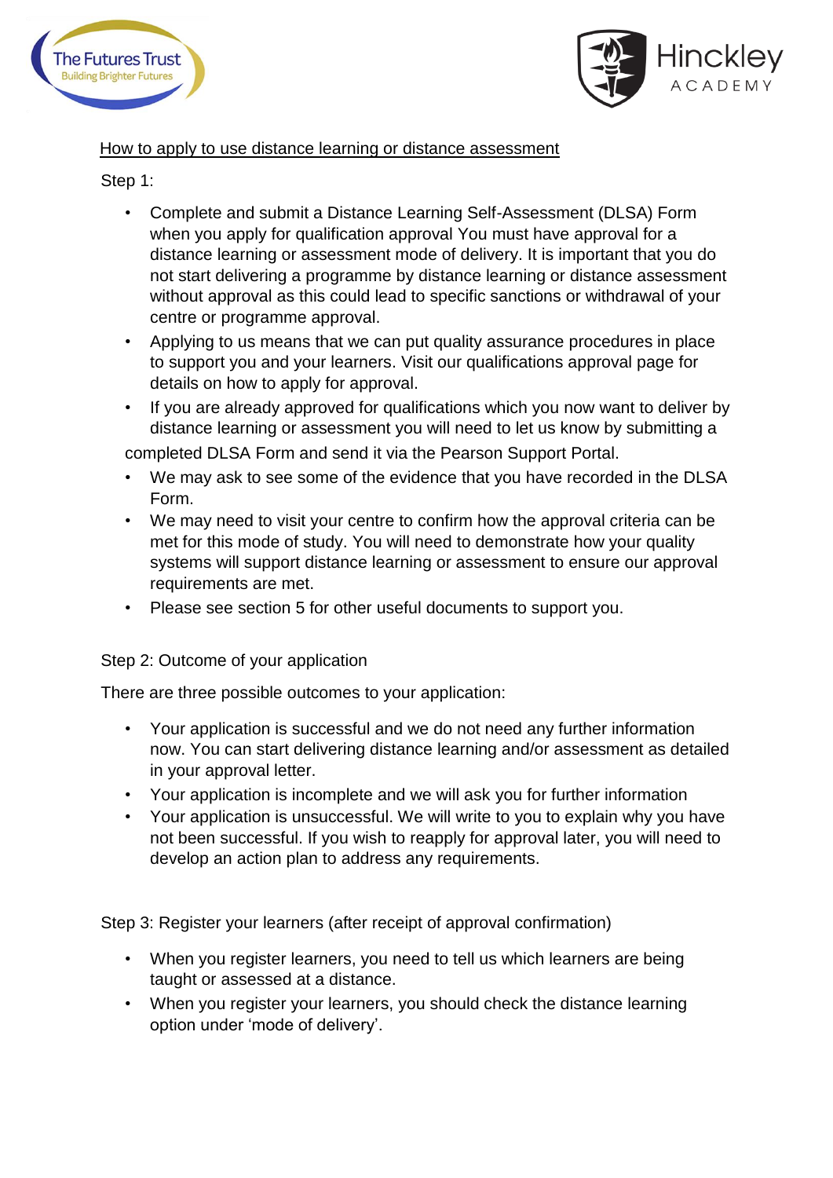<u>How to apply to use distance learning or distance assessment</u>

Step 1:

- Complete and submit a Distance Learning Self-Assessment (DLSA) Form when you apply for qualification approval You must have approval for a distance learning or assessment mode of delivery. It is important that you do not start delivering a programme by distance learning or distance assessment without approval as this could lead to specific sanctions or withdrawal of your centre or programme approval.
- Applying to us means that we can put quality assurance procedures in place to support you and your learners. Visit our qualifications approval page for details on how to apply for approval.
- If you are already approved for qualifications which you now want to deliver by distance learning or assessment you will need to let us know by submitting a completed DLSA Form and send it via the Pearson Support Portal.
- We may ask to see some of the evidence that you have recorded in the DLSA Form.
- We may need to visit your centre to confirm how the approval criteria can be met for this mode of study. You will need to demonstrate how your quality systems will support distance learning or assessment to ensure our approval requirements are met.
- Please see section 5 for other useful documents to support you.

Step 2: Outcome of your application

There are three possible outcomes to your application:

- Your application is successful and we do not need any further information now. You can start delivering distance learning and/or assessment as detailed in your approval letter.
- Your application is incomplete and we will ask you for further information
- Your application is unsuccessful. We will write to you to explain why you have not been successful. If you wish to reapply for approval later, you will need to develop an action plan to address any requirements.

Step 3: Register your learners (after receipt of approval confirmation)

- When you register learners, you need to tell us which learners are being taught or assessed at a distance.
- When you register your learners, you should check the distance learning option under 'mode of delivery'.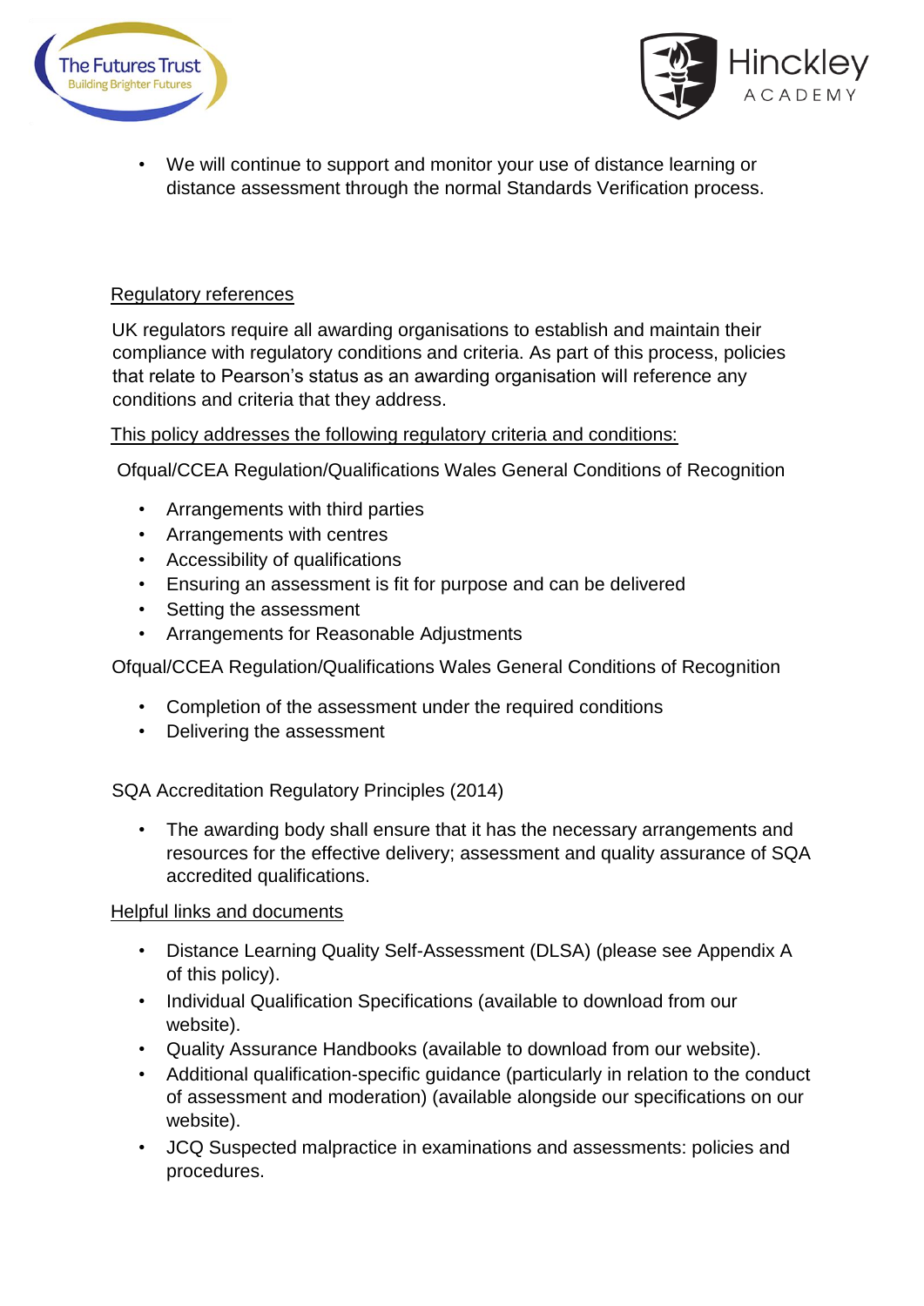- We will continue to support and monitor your use of distance learning or distance assessment through the normal Standards Verification process.

## Regulatory references

UK regulators require all awarding organisations to establish and maintain their compliance with regulatory conditions and criteria. As part of this process, policies that relate to Pearson's status as an awarding organisation will reference any conditions and criteria that they address.

This policy addresses the following regulatory criteria and conditions:

Ofqual/CCEA Regulation/Qualifications Wales General Conditions of Recognition

- Arrangements with third parties
- Arrangements with centres
- Accessibility of qualifications
- Ensuring an assessment is fit for purpose and can be delivered
- Setting the assessment
- Arrangements for Reasonable Adjustments

Ofqual/CCEA Regulation/Qualifications Wales General Conditions of Recognition

- Completion of the assessment under the required conditions
- Delivering the assessment

SQA Accreditation Regulatory Principles (2014)

- The awarding body shall ensure that it has the necessary arrangements and resources for the effective delivery; assessment and quality assurance of SQA accredited qualifications.

## Helpful links and documents

- Distance Learning Quality Self-Assessment (DLSA) (please see Appendix A of this policy).
- Individual Qualification Specifications (available to download from our website).
- Quality Assurance Handbooks (available to download from our website).
- Additional qualification-specific guidance (particularly in relation to the conduct of assessment and moderation) (available alongside our specifications on our website).
- JCQ Suspected malpractice in examinations and assessments: policies and procedures.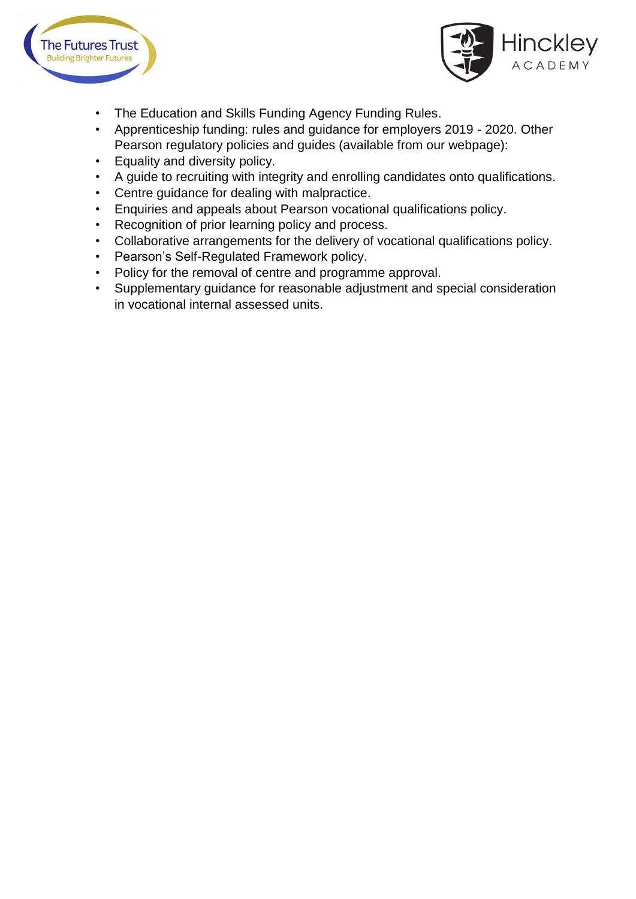- The Education and Skills Funding Agency Funding Rules.
- Apprenticeship funding: rules and guidance for employers 2019 - 2020. Other Pearson regulatory policies and guides (available from our webpage):
- Equality and diversity policy.
- A guide to recruiting with integrity and enrolling candidates onto qualifications.
- Centre guidance for dealing with malpractice.
- Enquiries and appeals about Pearson vocational qualifications policy.
- Recognition of prior learning policy and process.
- Collaborative arrangements for the delivery of vocational qualifications policy.
- Pearson's Self-Regulated Framework policy.
- Policy for the removal of centre and programme approval.
- Supplementary guidance for reasonable adjustment and special consideration in vocational internal assessed units.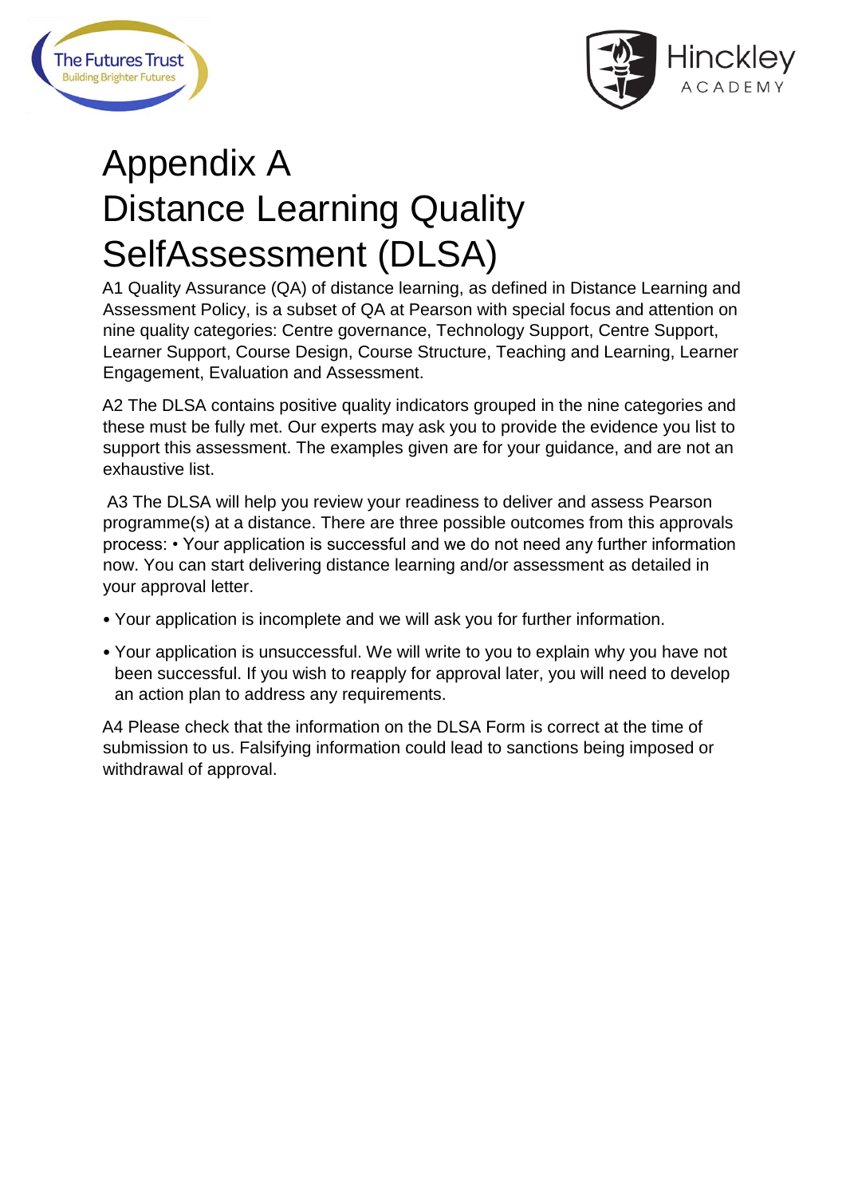# Appendix A
# Distance Learning Quality SelfAssessment (DLSA)

A1 Quality Assurance (QA) of distance learning, as defined in Distance Learning and Assessment Policy, is a subset of QA at Pearson with special focus and attention on nine quality categories: Centre governance, Technology Support, Centre Support, Learner Support, Course Design, Course Structure, Teaching and Learning, Learner Engagement, Evaluation and Assessment.

A2 The DLSA contains positive quality indicators grouped in the nine categories and these must be fully met. Our experts may ask you to provide the evidence you list to support this assessment. The examples given are for your guidance, and are not an exhaustive list.

A3 The DLSA will help you review your readiness to deliver and assess Pearson programme(s) at a distance. There are three possible outcomes from this approvals process: • Your application is successful and we do not need any further information now. You can start delivering distance learning and/or assessment as detailed in your approval letter.

- Your application is incomplete and we will ask you for further information.
- Your application is unsuccessful. We will write to you to explain why you have not been successful. If you wish to reapply for approval later, you will need to develop an action plan to address any requirements.

A4 Please check that the information on the DLSA Form is correct at the time of submission to us. Falsifying information could lead to sanctions being imposed or withdrawal of approval.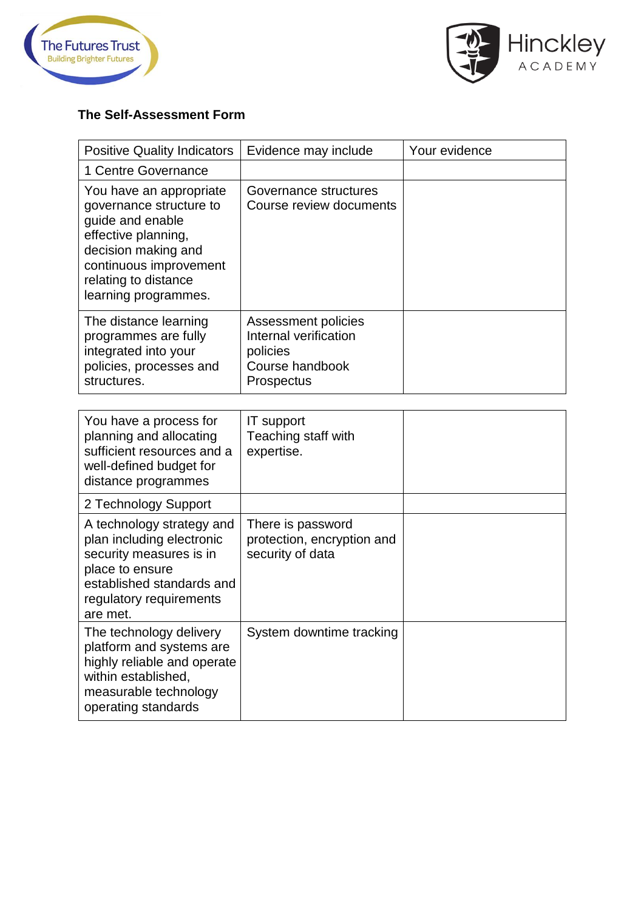**The Self-Assessment Form**

| Positive Quality Indicators | Evidence may include | Your evidence |
|---|---|---|
| 1 Centre Governance | | |
| You have an appropriate governance structure to guide and enable effective planning, decision making and continuous improvement relating to distance learning programmes. | Governance structures<br>Course review documents | |
| The distance learning programmes are fully integrated into your policies, processes and structures. | Assessment policies<br>Internal verification policies<br>Course handbook<br>Prospectus | |
| You have a process for planning and allocating sufficient resources and a well-defined budget for distance programmes | IT support<br>Teaching staff with expertise. | |
| 2 Technology Support | | |
| A technology strategy and plan including electronic security measures is in place to ensure established standards and regulatory requirements are met. | There is password protection, encryption and security of data | |
| The technology delivery platform and systems are highly reliable and operate within established, measurable technology operating standards | System downtime tracking | |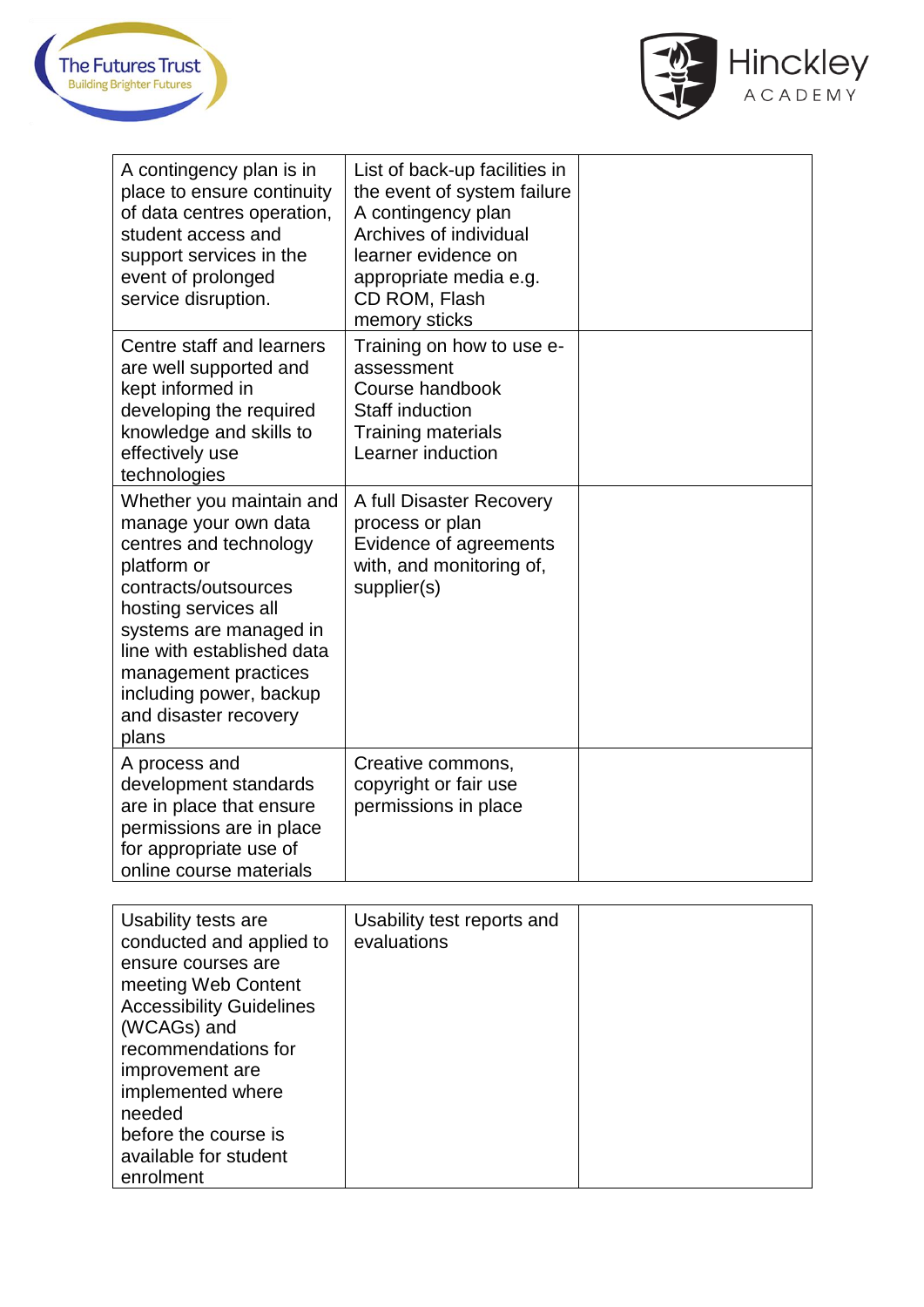| | | |
|---|---|---|
| A contingency plan is in place to ensure continuity of data centres operation, student access and support services in the event of prolonged service disruption. | List of back-up facilities in the event of system failure<br>A contingency plan<br>Archives of individual learner evidence on appropriate media e.g. CD ROM, Flash memory sticks | |
| Centre staff and learners are well supported and kept informed in developing the required knowledge and skills to effectively use technologies | Training on how to use e-assessment<br>Course handbook<br>Staff induction<br>Training materials<br>Learner induction | |
| Whether you maintain and manage your own data centres and technology platform or contracts/outsources hosting services all systems are managed in line with established data management practices including power, backup and disaster recovery plans | A full Disaster Recovery process or plan<br>Evidence of agreements with, and monitoring of, supplier(s) | |
| A process and development standards are in place that ensure permissions are in place for appropriate use of online course materials | Creative commons, copyright or fair use permissions in place | |

| | | |
|---|---|---|
| Usability tests are conducted and applied to ensure courses are meeting Web Content Accessibility Guidelines (WCAGs) and recommendations for improvement are implemented where needed before the course is available for student enrolment | Usability test reports and evaluations | |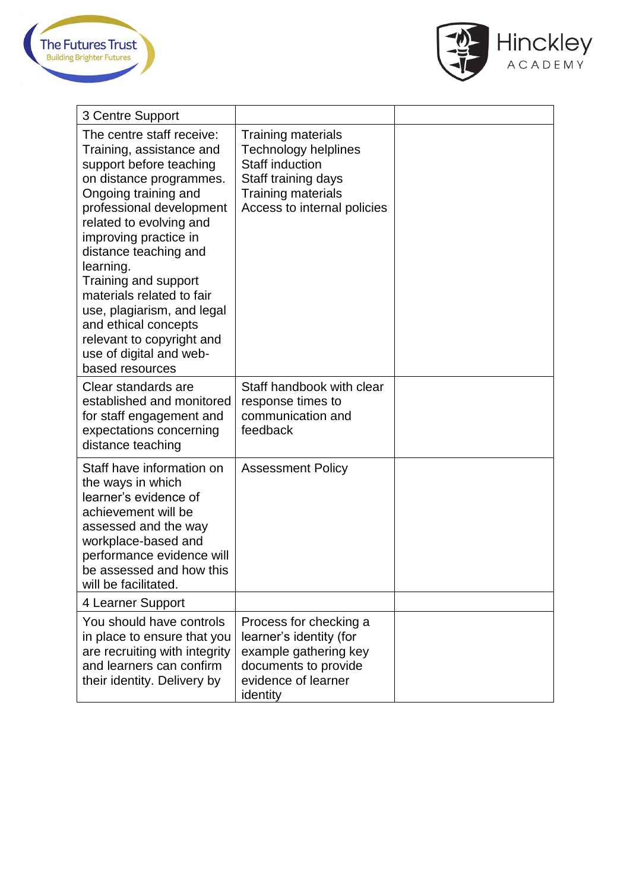| 3 Centre Support | | |
|---|---|---|
| The centre staff receive: Training, assistance and support before teaching on distance programmes. Ongoing training and professional development related to evolving and improving practice in distance teaching and learning. Training and support materials related to fair use, plagiarism, and legal and ethical concepts relevant to copyright and use of digital and web-based resources | Training materials Technology helplines Staff induction Staff training days Training materials Access to internal policies | |
| Clear standards are established and monitored for staff engagement and expectations concerning distance teaching | Staff handbook with clear response times to communication and feedback | |
| Staff have information on the ways in which learner's evidence of achievement will be assessed and the way workplace-based and performance evidence will be assessed and how this will be facilitated. | Assessment Policy | |
| 4 Learner Support | | |
| You should have controls in place to ensure that you are recruiting with integrity and learners can confirm their identity. Delivery by | Process for checking a learner's identity (for example gathering key documents to provide evidence of learner identity | |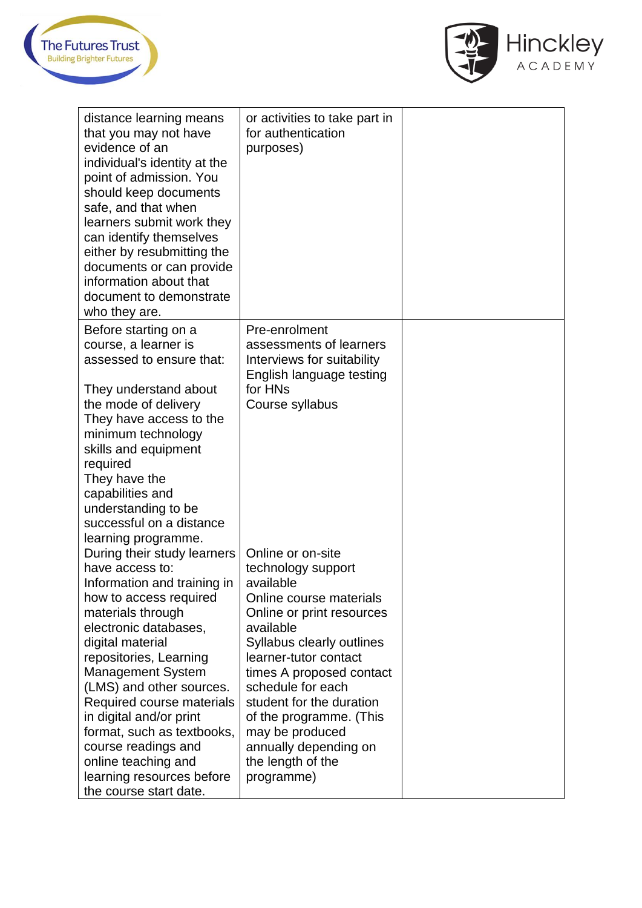| | | |
|---|---|---|
| distance learning means that you may not have evidence of an individual's identity at the point of admission. You should keep documents safe, and that when learners submit work they can identify themselves either by resubmitting the documents or can provide information about that document to demonstrate who they are. | or activities to take part in for authentication purposes) | |
| Before starting on a course, a learner is assessed to ensure that:<br><br>They understand about the mode of delivery<br>They have access to the minimum technology skills and equipment required<br>They have the capabilities and understanding to be successful on a distance learning programme. | Pre-enrolment assessments of learners<br>Interviews for suitability<br>English language testing for HNs<br>Course syllabus | |
| During their study learners have access to:<br>Information and training in how to access required materials through electronic databases, digital material repositories, Learning Management System (LMS) and other sources.<br>Required course materials in digital and/or print format, such as textbooks, course readings and online teaching and learning resources before the course start date. | Online or on-site technology support available<br>Online course materials<br>Online or print resources available<br>Syllabus clearly outlines learner-tutor contact times A proposed contact schedule for each student for the duration of the programme. (This may be produced annually depending on the length of the programme) | |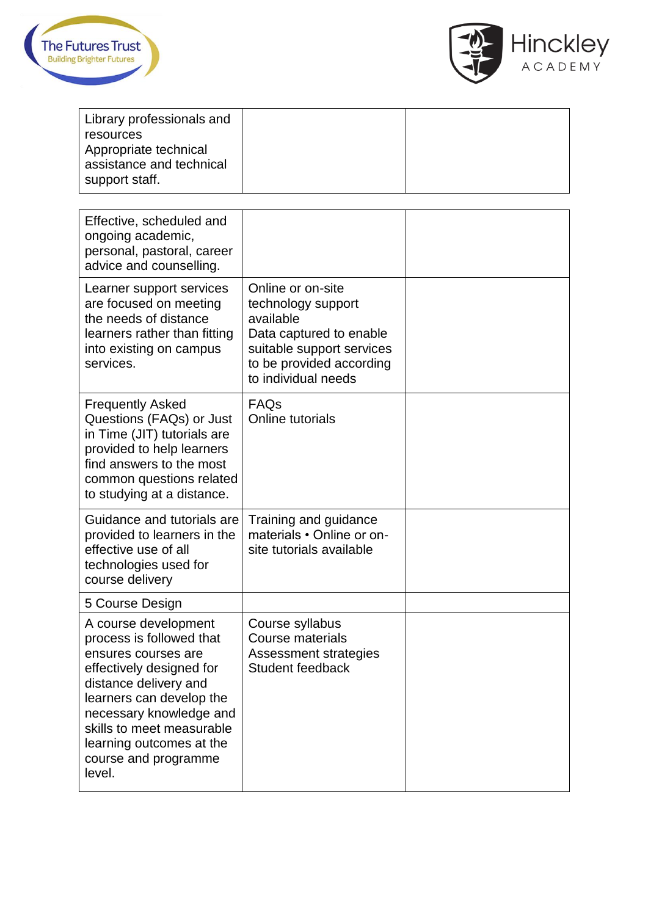| | | |
|---|---|---|
| Library professionals and resources<br>Appropriate technical assistance and technical support staff. | | |

| | | |
|---|---|---|
| Effective, scheduled and ongoing academic, personal, pastoral, career advice and counselling. | | |
| Learner support services are focused on meeting the needs of distance learners rather than fitting into existing on campus services. | Online or on-site technology support available<br>Data captured to enable suitable support services to be provided according to individual needs | |
| Frequently Asked Questions (FAQs) or Just in Time (JIT) tutorials are provided to help learners find answers to the most common questions related to studying at a distance. | FAQs<br>Online tutorials | |
| Guidance and tutorials are provided to learners in the effective use of all technologies used for course delivery | Training and guidance materials • Online or on-site tutorials available | |
| 5 Course Design | | |
| A course development process is followed that ensures courses are effectively designed for distance delivery and learners can develop the necessary knowledge and skills to meet measurable learning outcomes at the course and programme level. | Course syllabus<br>Course materials<br>Assessment strategies<br>Student feedback | |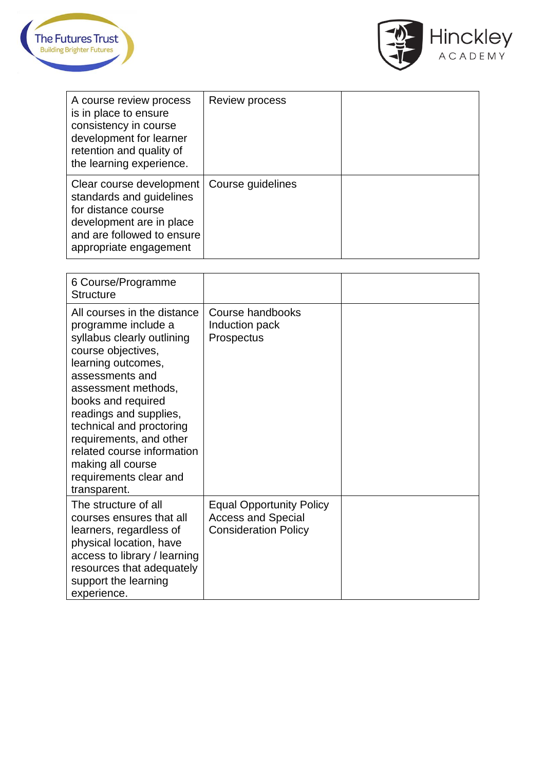| | | |
|---|---|---|
| A course review process is in place to ensure consistency in course development for learner retention and quality of the learning experience. | Review process | |
| Clear course development standards and guidelines for distance course development are in place and are followed to ensure appropriate engagement | Course guidelines | |

| | | |
|---|---|---|
| 6 Course/Programme Structure | | |
| All courses in the distance programme include a syllabus clearly outlining course objectives, learning outcomes, assessments and assessment methods, books and required readings and supplies, technical and proctoring requirements, and other related course information making all course requirements clear and transparent. | Course handbooks<br>Induction pack<br>Prospectus | |
| The structure of all courses ensures that all learners, regardless of physical location, have access to library / learning resources that adequately support the learning experience. | Equal Opportunity Policy<br>Access and Special Consideration Policy | |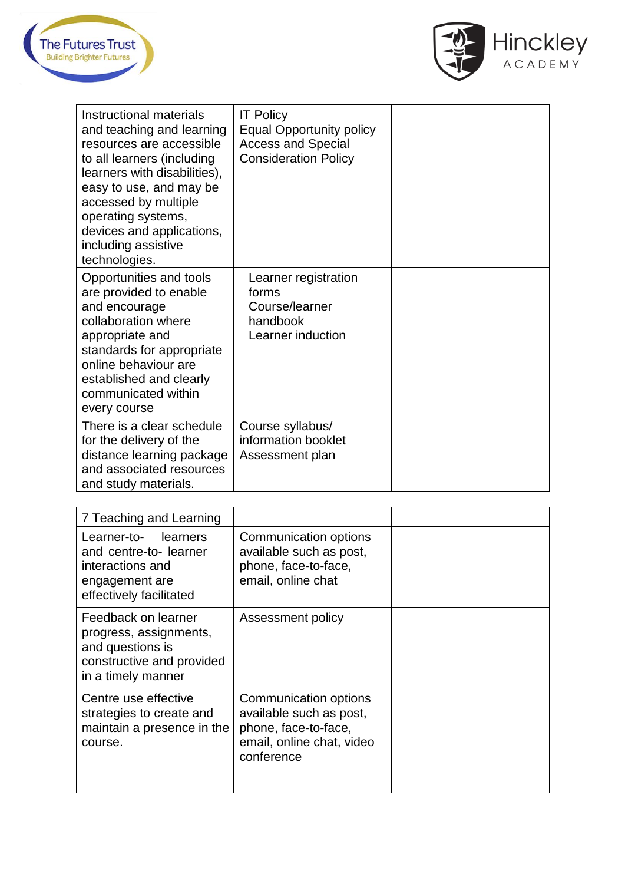| | | |
|---|---|---|
| Instructional materials and teaching and learning resources are accessible to all learners (including learners with disabilities), easy to use, and may be accessed by multiple operating systems, devices and applications, including assistive technologies. | IT Policy<br>Equal Opportunity policy<br>Access and Special Consideration Policy | |
| Opportunities and tools are provided to enable and encourage collaboration where appropriate and standards for appropriate online behaviour are established and clearly communicated within every course | Learner registration forms<br>Course/learner handbook<br>Learner induction | |
| There is a clear schedule for the delivery of the distance learning package and associated resources and study materials. | Course syllabus/ information booklet<br>Assessment plan | |

| 7 Teaching and Learning | | |
|---|---|---|
| Learner-to- learners and centre-to- learner interactions and engagement are effectively facilitated | Communication options available such as post, phone, face-to-face, email, online chat | |
| Feedback on learner progress, assignments, and questions is constructive and provided in a timely manner | Assessment policy | |
| Centre use effective strategies to create and maintain a presence in the course. | Communication options available such as post, phone, face-to-face, email, online chat, video conference | |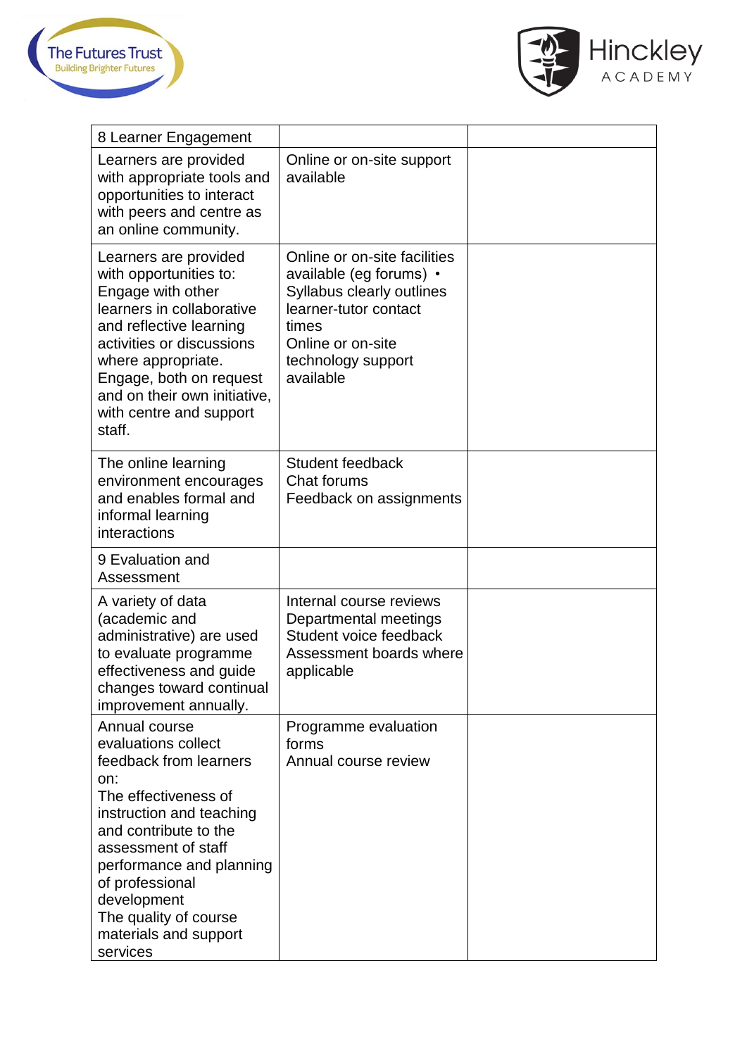| 8 Learner Engagement | | |
|---|---|---|
| Learners are provided with appropriate tools and opportunities to interact with peers and centre as an online community. | Online or on-site support available | |
| Learners are provided with opportunities to: Engage with other learners in collaborative and reflective learning activities or discussions where appropriate. Engage, both on request and on their own initiative, with centre and support staff. | Online or on-site facilities available (eg forums) • Syllabus clearly outlines learner-tutor contact times<br>Online or on-site technology support available | |
| The online learning environment encourages and enables formal and informal learning interactions | Student feedback<br>Chat forums<br>Feedback on assignments | |
| 9 Evaluation and Assessment | | |
| A variety of data (academic and administrative) are used to evaluate programme effectiveness and guide changes toward continual improvement annually. | Internal course reviews<br>Departmental meetings<br>Student voice feedback<br>Assessment boards where applicable | |
| Annual course evaluations collect feedback from learners on:<br>The effectiveness of instruction and teaching and contribute to the assessment of staff performance and planning of professional development<br>The quality of course materials and support services | Programme evaluation forms<br>Annual course review | |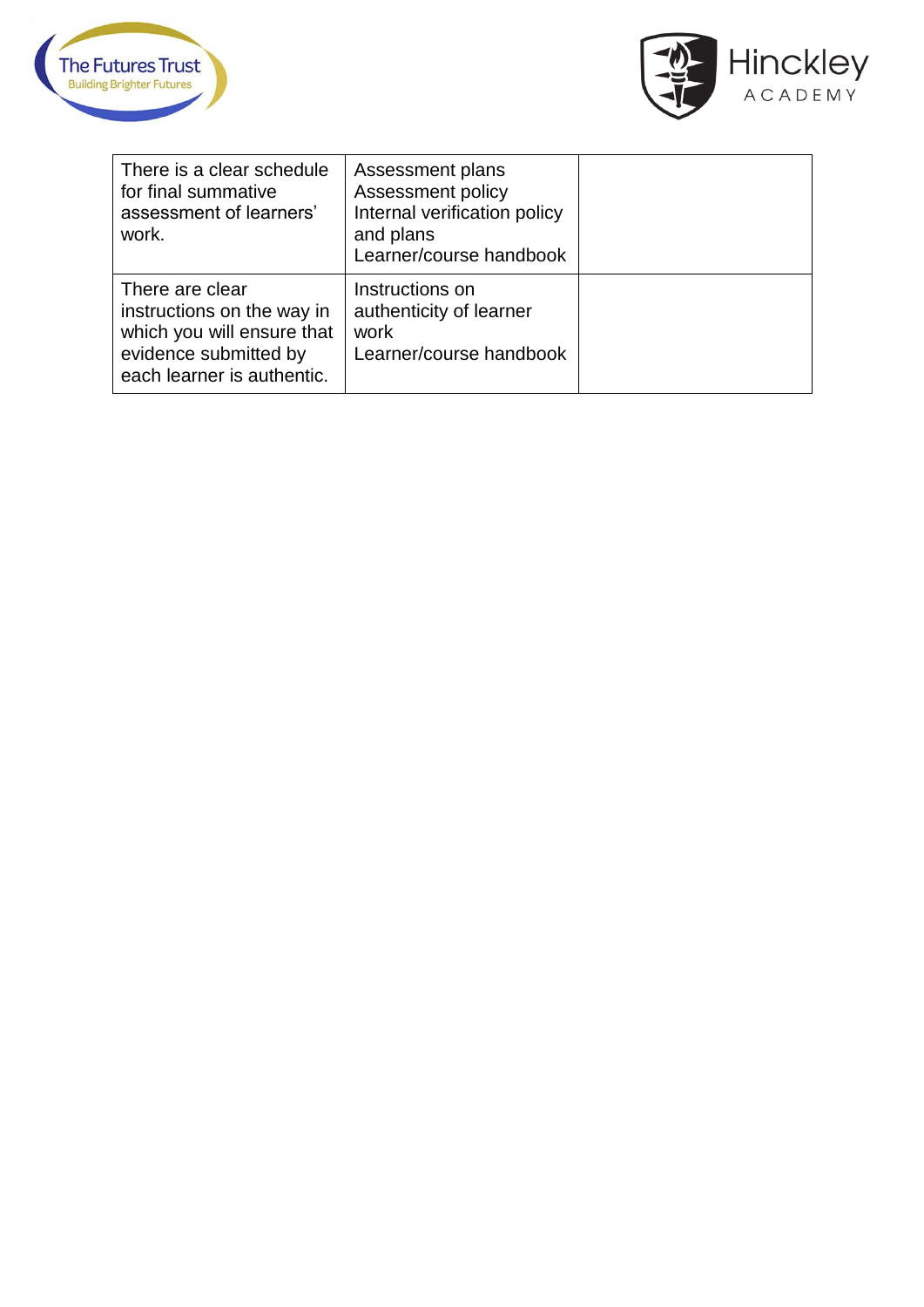| | | |
|---|---|---|
| There is a clear schedule for final summative assessment of learners' work. | Assessment plans<br>Assessment policy<br>Internal verification policy and plans<br>Learner/course handbook | |
| There are clear instructions on the way in which you will ensure that evidence submitted by each learner is authentic. | Instructions on authenticity of learner work<br>Learner/course handbook | |